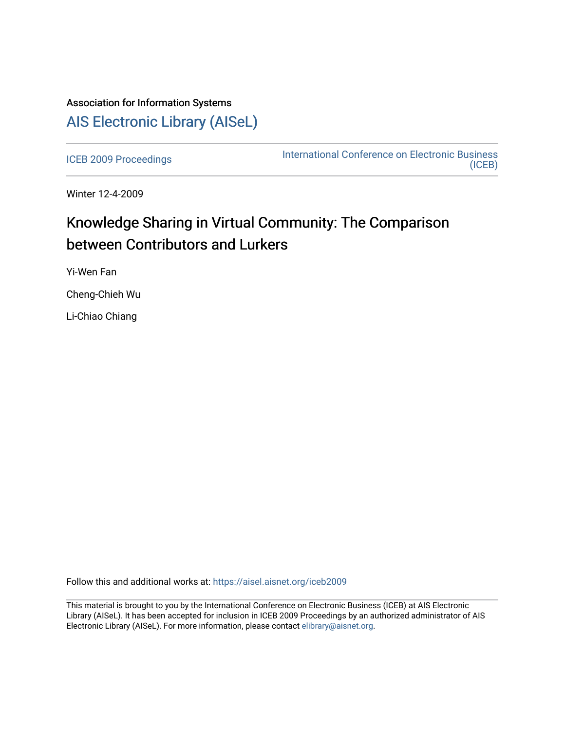Association for Information Systems

# AIS Electronic Library (AISeL)

ICEB 2009 Proceedings

International Conference on Electronic Business (ICEB)

Winter 12-4-2009

## Knowledge Sharing in Virtual Community: The Comparison between Contributors and Lurkers

Yi-Wen Fan

Cheng-Chieh Wu

Li-Chiao Chiang

Follow this and additional works at: https://aisel.aisnet.org/iceb2009

This material is brought to you by the International Conference on Electronic Business (ICEB) at AIS Electronic Library (AISeL). It has been accepted for inclusion in ICEB 2009 Proceedings by an authorized administrator of AIS Electronic Library (AISeL). For more information, please contact elibrary@aisnet.org.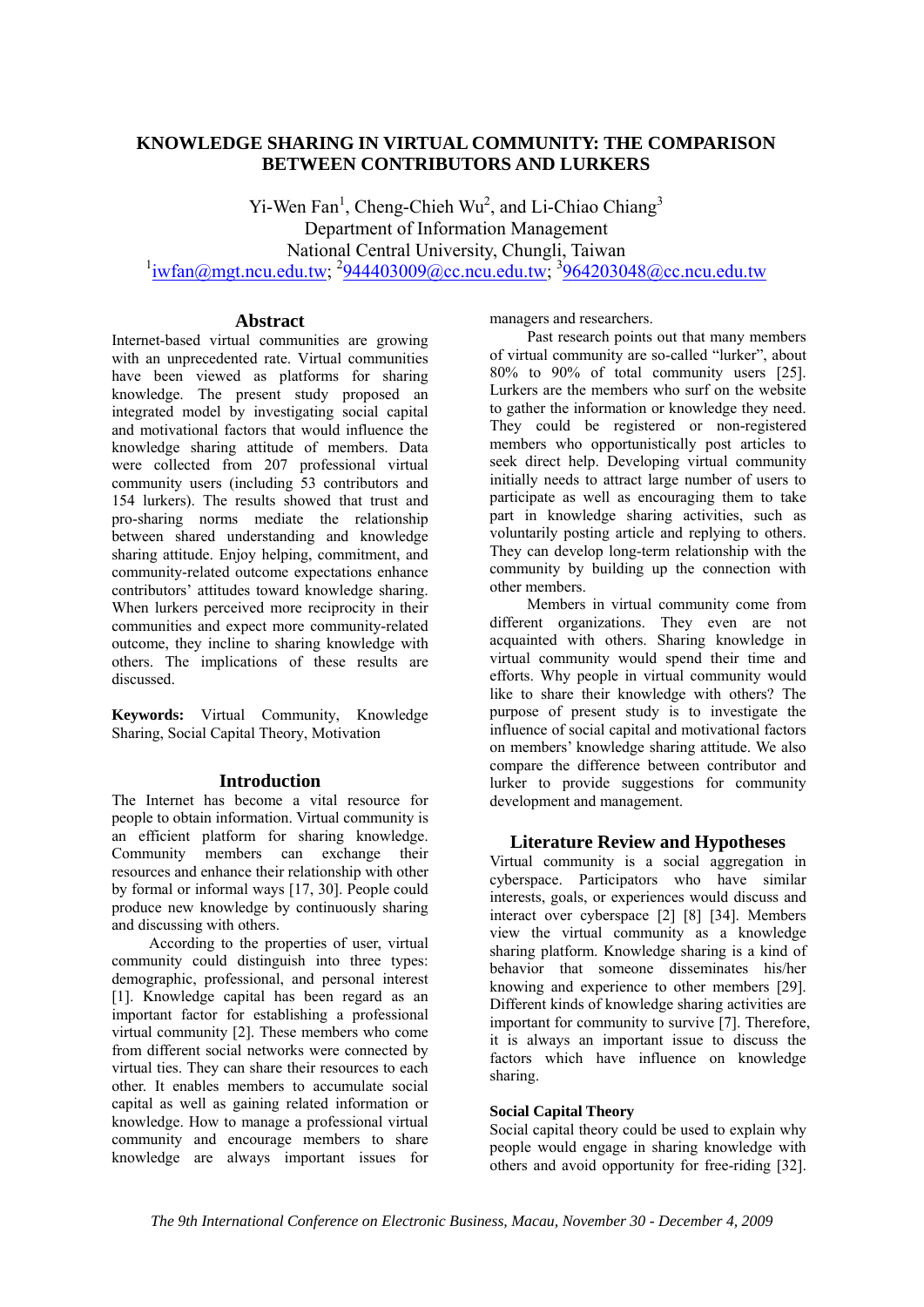# KNOWLEDGE SHARING IN VIRTUAL COMMUNITY: THE COMPARISON BETWEEN CONTRIBUTORS AND LURKERS

Yi-Wen Fan[1], Cheng-Chieh Wu[2], and Li-Chiao Chiang[3]
Department of Information Management
National Central University, Chungli, Taiwan
[1]iwfan@mgt.ncu.edu.tw; [2]944403009@cc.ncu.edu.tw; [3]964203048@cc.ncu.edu.tw

## Abstract

Internet-based virtual communities are growing with an unprecedented rate. Virtual communities have been viewed as platforms for sharing knowledge. The present study proposed an integrated model by investigating social capital and motivational factors that would influence the knowledge sharing attitude of members. Data were collected from 207 professional virtual community users (including 53 contributors and 154 lurkers). The results showed that trust and pro-sharing norms mediate the relationship between shared understanding and knowledge sharing attitude. Enjoy helping, commitment, and community-related outcome expectations enhance contributors' attitudes toward knowledge sharing. When lurkers perceived more reciprocity in their communities and expect more community-related outcome, they incline to sharing knowledge with others. The implications of these results are discussed.

**Keywords:** Virtual Community, Knowledge Sharing, Social Capital Theory, Motivation

## Introduction

The Internet has become a vital resource for people to obtain information. Virtual community is an efficient platform for sharing knowledge. Community members can exchange their resources and enhance their relationship with other by formal or informal ways [17, 30]. People could produce new knowledge by continuously sharing and discussing with others.

According to the properties of user, virtual community could distinguish into three types: demographic, professional, and personal interest [1]. Knowledge capital has been regard as an important factor for establishing a professional virtual community [2]. These members who come from different social networks were connected by virtual ties. They can share their resources to each other. It enables members to accumulate social capital as well as gaining related information or knowledge. How to manage a professional virtual community and encourage members to share knowledge are always important issues for managers and researchers.

Past research points out that many members of virtual community are so-called "lurker", about 80% to 90% of total community users [25]. Lurkers are the members who surf on the website to gather the information or knowledge they need. They could be registered or non-registered members who opportunistically post articles to seek direct help. Developing virtual community initially needs to attract large number of users to participate as well as encouraging them to take part in knowledge sharing activities, such as voluntarily posting article and replying to others. They can develop long-term relationship with the community by building up the connection with other members.

Members in virtual community come from different organizations. They even are not acquainted with others. Sharing knowledge in virtual community would spend their time and efforts. Why people in virtual community would like to share their knowledge with others? The purpose of present study is to investigate the influence of social capital and motivational factors on members' knowledge sharing attitude. We also compare the difference between contributor and lurker to provide suggestions for community development and management.

## Literature Review and Hypotheses

Virtual community is a social aggregation in cyberspace. Participators who have similar interests, goals, or experiences would discuss and interact over cyberspace [2] [8] [34]. Members view the virtual community as a knowledge sharing platform. Knowledge sharing is a kind of behavior that someone disseminates his/her knowing and experience to other members [29]. Different kinds of knowledge sharing activities are important for community to survive [7]. Therefore, it is always an important issue to discuss the factors which have influence on knowledge sharing.

### Social Capital Theory

Social capital theory could be used to explain why people would engage in sharing knowledge with others and avoid opportunity for free-riding [32].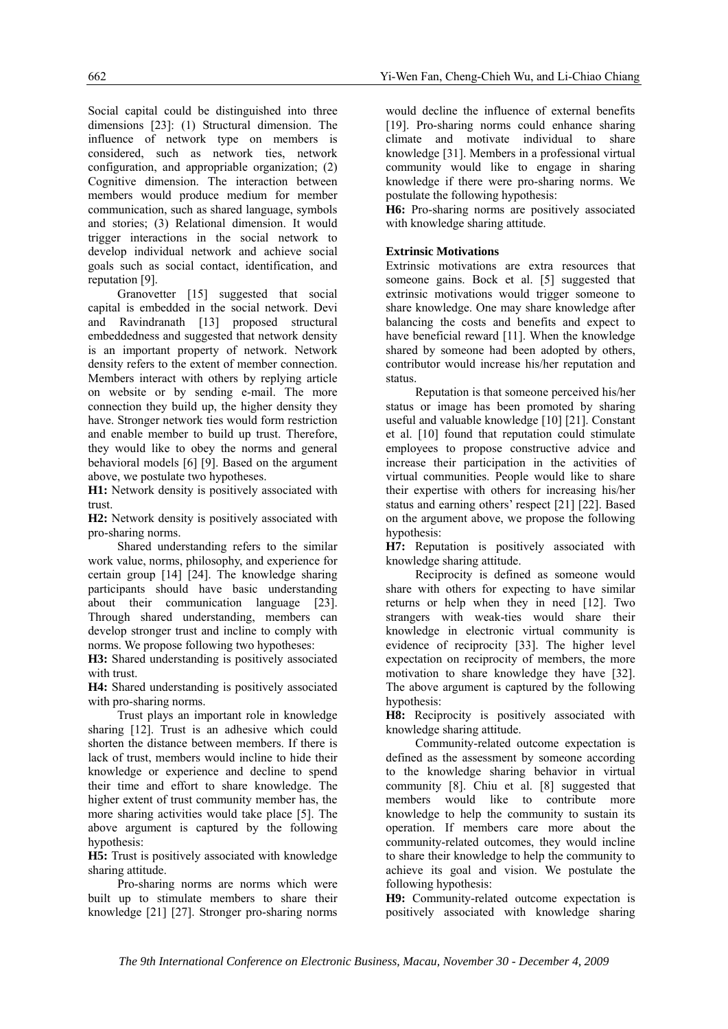Social capital could be distinguished into three dimensions [23]: (1) Structural dimension. The influence of network type on members is considered, such as network ties, network configuration, and appropriable organization; (2) Cognitive dimension. The interaction between members would produce medium for member communication, such as shared language, symbols and stories; (3) Relational dimension. It would trigger interactions in the social network to develop individual network and achieve social goals such as social contact, identification, and reputation [9].

Granovetter [15] suggested that social capital is embedded in the social network. Devi and Ravindranath [13] proposed structural embeddedness and suggested that network density is an important property of network. Network density refers to the extent of member connection. Members interact with others by replying article on website or by sending e-mail. The more connection they build up, the higher density they have. Stronger network ties would form restriction and enable member to build up trust. Therefore, they would like to obey the norms and general behavioral models [6] [9]. Based on the argument above, we postulate two hypotheses.

**H1:** Network density is positively associated with trust.

**H2:** Network density is positively associated with pro-sharing norms.

Shared understanding refers to the similar work value, norms, philosophy, and experience for certain group [14] [24]. The knowledge sharing participants should have basic understanding about their communication language [23]. Through shared understanding, members can develop stronger trust and incline to comply with norms. We propose following two hypotheses:

**H3:** Shared understanding is positively associated with trust.

**H4:** Shared understanding is positively associated with pro-sharing norms.

Trust plays an important role in knowledge sharing [12]. Trust is an adhesive which could shorten the distance between members. If there is lack of trust, members would incline to hide their knowledge or experience and decline to spend their time and effort to share knowledge. The higher extent of trust community member has, the more sharing activities would take place [5]. The above argument is captured by the following hypothesis:

**H5:** Trust is positively associated with knowledge sharing attitude.

Pro-sharing norms are norms which were built up to stimulate members to share their knowledge [21] [27]. Stronger pro-sharing norms would decline the influence of external benefits [19]. Pro-sharing norms could enhance sharing climate and motivate individual to share knowledge [31]. Members in a professional virtual community would like to engage in sharing knowledge if there were pro-sharing norms. We postulate the following hypothesis:

**H6:** Pro-sharing norms are positively associated with knowledge sharing attitude.

**Extrinsic Motivations**

Extrinsic motivations are extra resources that someone gains. Bock et al. [5] suggested that extrinsic motivations would trigger someone to share knowledge. One may share knowledge after balancing the costs and benefits and expect to have beneficial reward [11]. When the knowledge shared by someone had been adopted by others, contributor would increase his/her reputation and status.

Reputation is that someone perceived his/her status or image has been promoted by sharing useful and valuable knowledge [10] [21]. Constant et al. [10] found that reputation could stimulate employees to propose constructive advice and increase their participation in the activities of virtual communities. People would like to share their expertise with others for increasing his/her status and earning others' respect [21] [22]. Based on the argument above, we propose the following hypothesis:

**H7:** Reputation is positively associated with knowledge sharing attitude.

Reciprocity is defined as someone would share with others for expecting to have similar returns or help when they in need [12]. Two strangers with weak-ties would share their knowledge in electronic virtual community is evidence of reciprocity [33]. The higher level expectation on reciprocity of members, the more motivation to share knowledge they have [32]. The above argument is captured by the following hypothesis:

**H8:** Reciprocity is positively associated with knowledge sharing attitude.

Community-related outcome expectation is defined as the assessment by someone according to the knowledge sharing behavior in virtual community [8]. Chiu et al. [8] suggested that members would like to contribute more knowledge to help the community to sustain its operation. If members care more about the community-related outcomes, they would incline to share their knowledge to help the community to achieve its goal and vision. We postulate the following hypothesis:

**H9:** Community-related outcome expectation is positively associated with knowledge sharing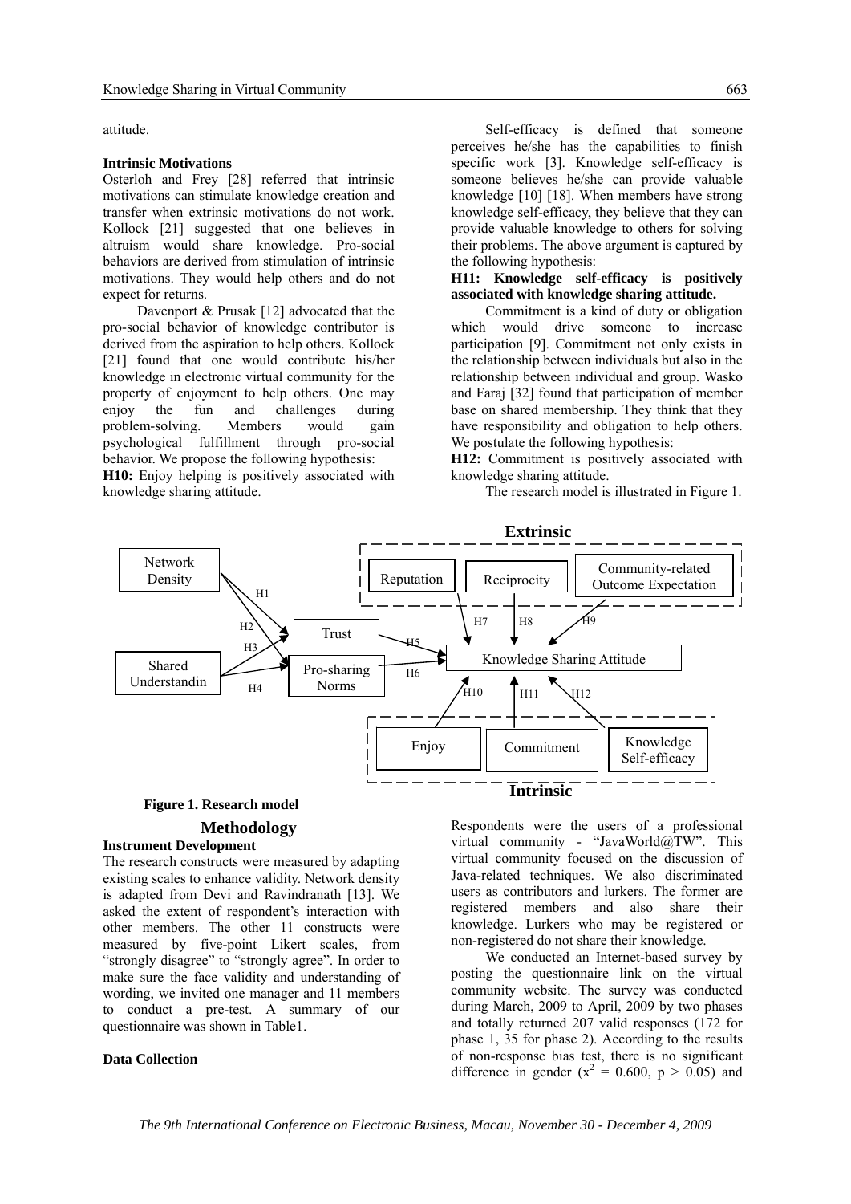attitude.

**Intrinsic Motivations**

Osterloh and Frey [28] referred that intrinsic motivations can stimulate knowledge creation and transfer when extrinsic motivations do not work. Kollock [21] suggested that one believes in altruism would share knowledge. Pro-social behaviors are derived from stimulation of intrinsic motivations. They would help others and do not expect for returns.

Davenport & Prusak [12] advocated that the pro-social behavior of knowledge contributor is derived from the aspiration to help others. Kollock [21] found that one would contribute his/her knowledge in electronic virtual community for the property of enjoyment to help others. One may enjoy the fun and challenges during problem-solving. Members would gain psychological fulfillment through pro-social behavior. We propose the following hypothesis:

**H10:** Enjoy helping is positively associated with knowledge sharing attitude.

Self-efficacy is defined that someone perceives he/she has the capabilities to finish specific work [3]. Knowledge self-efficacy is someone believes he/she can provide valuable knowledge [10] [18]. When members have strong knowledge self-efficacy, they believe that they can provide valuable knowledge to others for solving their problems. The above argument is captured by the following hypothesis:

**H11: Knowledge self-efficacy is positively associated with knowledge sharing attitude.**

Commitment is a kind of duty or obligation which would drive someone to increase participation [9]. Commitment not only exists in the relationship between individuals but also in the relationship between individual and group. Wasko and Faraj [32] found that participation of member base on shared membership. They think that they have responsibility and obligation to help others. We postulate the following hypothesis:

**H12:** Commitment is positively associated with knowledge sharing attitude.

The research model is illustrated in Figure 1.

**Figure 1. Research model**

## Methodology

**Instrument Development**

The research constructs were measured by adapting existing scales to enhance validity. Network density is adapted from Devi and Ravindranath [13]. We asked the extent of respondent's interaction with other members. The other 11 constructs were measured by five-point Likert scales, from "strongly disagree" to "strongly agree". In order to make sure the face validity and understanding of wording, we invited one manager and 11 members to conduct a pre-test. A summary of our questionnaire was shown in Table1.

**Data Collection**

Respondents were the users of a professional virtual community - "JavaWorld@TW". This virtual community focused on the discussion of Java-related techniques. We also discriminated users as contributors and lurkers. The former are registered members and also share their knowledge. Lurkers who may be registered or non-registered do not share their knowledge.

We conducted an Internet-based survey by posting the questionnaire link on the virtual community website. The survey was conducted during March, 2009 to April, 2009 by two phases and totally returned 207 valid responses (172 for phase 1, 35 for phase 2). According to the results of non-response bias test, there is no significant difference in gender ($x^2$ = 0.600, $p > 0.05$) and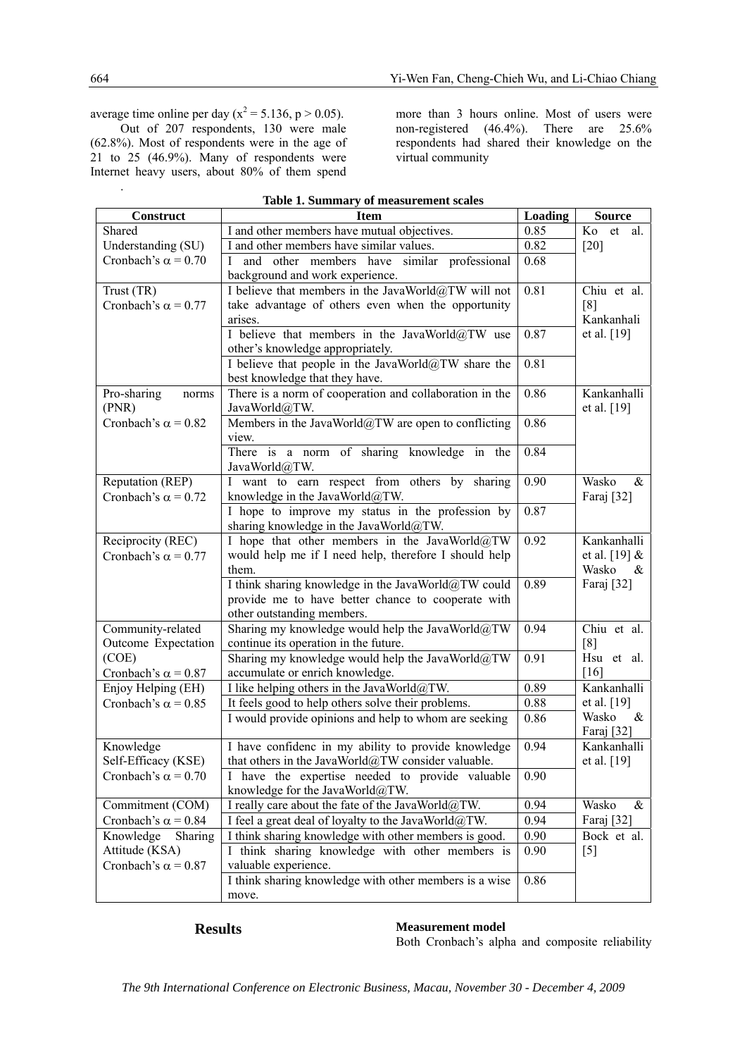average time online per day ($x^2 = 5.136$, $p > 0.05$).

Out of 207 respondents, 130 were male (62.8%). Most of respondents were in the age of 21 to 25 (46.9%). Many of respondents were Internet heavy users, about 80% of them spend more than 3 hours online. Most of users were non-registered (46.4%). There are 25.6% respondents had shared their knowledge on the virtual community

.

**Table 1. Summary of measurement scales**

| Construct | Item | Loading | Source |
|---|---|---|---|
| Shared Understanding (SU) Cronbach's $\alpha = 0.70$ | I and other members have mutual objectives. | 0.85 | Ko et al. [20] |
| | I and other members have similar values. | 0.82 | |
| | I and other members have similar professional background and work experience. | 0.68 | |
| Trust (TR) Cronbach's $\alpha = 0.77$ | I believe that members in the JavaWorld@TW will not take advantage of others even when the opportunity arises. | 0.81 | Chiu et al. [8] Kankanhali et al. [19] |
| | I believe that members in the JavaWorld@TW use other's knowledge appropriately. | 0.87 | |
| | I believe that people in the JavaWorld@TW share the best knowledge that they have. | 0.81 | |
| Pro-sharing norms (PNR) Cronbach's $\alpha = 0.82$ | There is a norm of cooperation and collaboration in the JavaWorld@TW. | 0.86 | Kankanhalli et al. [19] |
| | Members in the JavaWorld@TW are open to conflicting view. | 0.86 | |
| | There is a norm of sharing knowledge in the JavaWorld@TW. | 0.84 | |
| Reputation (REP) Cronbach's $\alpha = 0.72$ | I want to earn respect from others by sharing knowledge in the JavaWorld@TW. | 0.90 | Wasko & Faraj [32] |
| | I hope to improve my status in the profession by sharing knowledge in the JavaWorld@TW. | 0.87 | |
| Reciprocity (REC) Cronbach's $\alpha = 0.77$ | I hope that other members in the JavaWorld@TW would help me if I need help, therefore I should help them. | 0.92 | Kankanhalli et al. [19] & Wasko & Faraj [32] |
| | I think sharing knowledge in the JavaWorld@TW could provide me to have better chance to cooperate with other outstanding members. | 0.89 | |
| Community-related Outcome Expectation (COE) Cronbach's $\alpha = 0.87$ | Sharing my knowledge would help the JavaWorld@TW continue its operation in the future. | 0.94 | Chiu et al. [8] Hsu et al. [16] |
| | Sharing my knowledge would help the JavaWorld@TW accumulate or enrich knowledge. | 0.91 | |
| Enjoy Helping (EH) Cronbach's $\alpha = 0.85$ | I like helping others in the JavaWorld@TW. | 0.89 | Kankanhalli et al. [19] Wasko & Faraj [32] |
| | It feels good to help others solve their problems. | 0.88 | |
| | I would provide opinions and help to whom are seeking | 0.86 | |
| Knowledge Self-Efficacy (KSE) Cronbach's $\alpha = 0.70$ | I have confidenc in my ability to provide knowledge that others in the JavaWorld@TW consider valuable. | 0.94 | Kankanhalli et al. [19] |
| | I have the expertise needed to provide valuable knowledge for the JavaWorld@TW. | 0.90 | |
| Commitment (COM) Cronbach's $\alpha = 0.84$ | I really care about the fate of the JavaWorld@TW. | 0.94 | Wasko & Faraj [32] |
| | I feel a great deal of loyalty to the JavaWorld@TW. | 0.94 | |
| Knowledge Sharing Attitude (KSA) Cronbach's $\alpha = 0.87$ | I think sharing knowledge with other members is good. | 0.90 | Bock et al. [5] |
| | I think sharing knowledge with other members is valuable experience. | 0.90 | |
| | I think sharing knowledge with other members is a wise move. | 0.86 | |

## Results

### Measurement model

Both Cronbach's alpha and composite reliability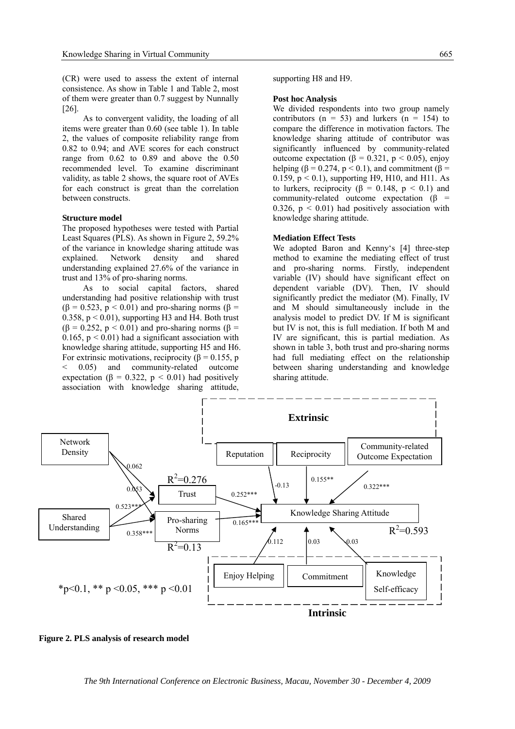(CR) were used to assess the extent of internal consistence. As show in Table 1 and Table 2, most of them were greater than 0.7 suggest by Nunnally [26].

As to convergent validity, the loading of all items were greater than 0.60 (see table 1). In table 2, the values of composite reliability range from 0.82 to 0.94; and AVE scores for each construct range from 0.62 to 0.89 and above the 0.50 recommended level. To examine discriminant validity, as table 2 shows, the square root of AVEs for each construct is great than the correlation between constructs.

**Structure model**

The proposed hypotheses were tested with Partial Least Squares (PLS). As shown in Figure 2, 59.2% of the variance in knowledge sharing attitude was explained. Network density and shared understanding explained 27.6% of the variance in trust and 13% of pro-sharing norms.

As to social capital factors, shared understanding had positive relationship with trust ($\beta = 0.523$, $p < 0.01$) and pro-sharing norms ($\beta = 0.358$, $p < 0.01$), supporting H3 and H4. Both trust ($\beta = 0.252$, $p < 0.01$) and pro-sharing norms ($\beta = 0.165$, $p < 0.01$) had a significant association with knowledge sharing attitude, supporting H5 and H6. For extrinsic motivations, reciprocity ($\beta = 0.155$, $p < 0.05$) and community-related outcome expectation ($\beta = 0.322$, $p < 0.01$) had positively association with knowledge sharing attitude, supporting H8 and H9.

**Post hoc Analysis**

We divided respondents into two group namely contributors ($n = 53$) and lurkers ($n = 154$) to compare the difference in motivation factors. The knowledge sharing attitude of contributor was significantly influenced by community-related outcome expectation ($\beta = 0.321$, $p < 0.05$), enjoy helping ($\beta = 0.274$, $p < 0.1$), and commitment ($\beta = 0.159$, $p < 0.1$), supporting H9, H10, and H11. As to lurkers, reciprocity ($\beta = 0.148$, $p < 0.1$) and community-related outcome expectation ($\beta = 0.326$, $p < 0.01$) had positively association with knowledge sharing attitude.

**Mediation Effect Tests**

We adopted Baron and Kenny's [4] three-step method to examine the mediating effect of trust and pro-sharing norms. Firstly, independent variable (IV) should have significant effect on dependent variable (DV). Then, IV should significantly predict the mediator (M). Finally, IV and M should simultaneously include in the analysis model to predict DV. If M is significant but IV is not, this is full mediation. If both M and IV are significant, this is partial mediation. As shown in table 3, both trust and pro-sharing norms had full mediating effect on the relationship between sharing understanding and knowledge sharing attitude.

**Figure 2. PLS analysis of research model**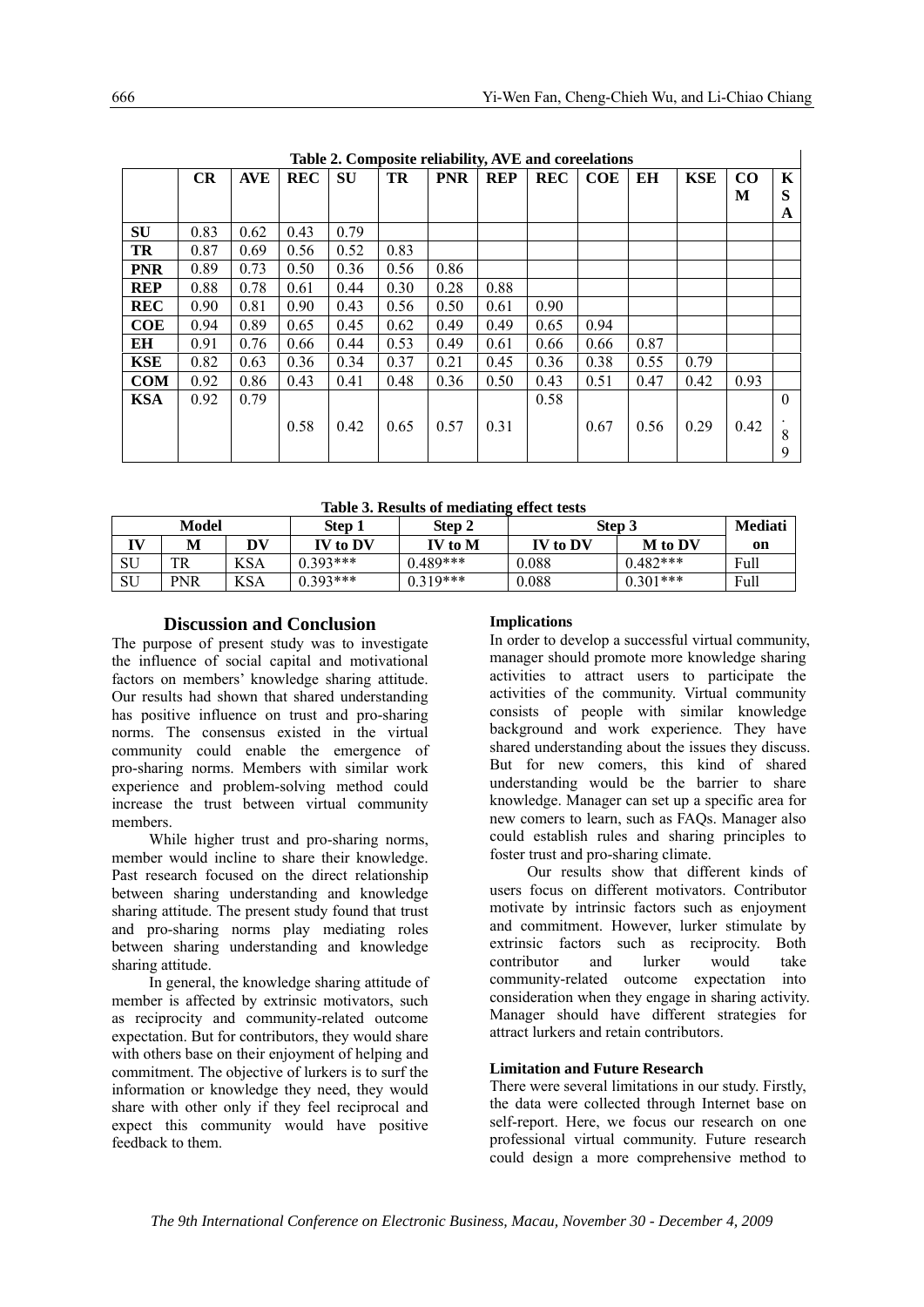**Table 2. Composite reliability, AVE and coreelations**

| | CR | AVE | REC | SU | TR | PNR | REP | REC | COE | EH | KSE | COM | KSA |
|---|---|---|---|---|---|---|---|---|---|---|---|---|---|
| **SU** | 0.83 | 0.62 | 0.43 | 0.79 | | | | | | | | | |
| **TR** | 0.87 | 0.69 | 0.56 | 0.52 | 0.83 | | | | | | | | |
| **PNR** | 0.89 | 0.73 | 0.50 | 0.36 | 0.56 | 0.86 | | | | | | | |
| **REP** | 0.88 | 0.78 | 0.61 | 0.44 | 0.30 | 0.28 | 0.88 | | | | | | |
| **REC** | 0.90 | 0.81 | 0.90 | 0.43 | 0.56 | 0.50 | 0.61 | 0.90 | | | | | |
| **COE** | 0.94 | 0.89 | 0.65 | 0.45 | 0.62 | 0.49 | 0.49 | 0.65 | 0.94 | | | | |
| **EH** | 0.91 | 0.76 | 0.66 | 0.44 | 0.53 | 0.49 | 0.61 | 0.66 | 0.66 | 0.87 | | | |
| **KSE** | 0.82 | 0.63 | 0.36 | 0.34 | 0.37 | 0.21 | 0.45 | 0.36 | 0.38 | 0.55 | 0.79 | | |
| **COM** | 0.92 | 0.86 | 0.43 | 0.41 | 0.48 | 0.36 | 0.50 | 0.43 | 0.51 | 0.47 | 0.42 | 0.93 | |
| **KSA** | 0.92 | 0.79 | 0.58 | 0.42 | 0.65 | 0.57 | 0.31 | 0.58 | 0.67 | 0.56 | 0.29 | 0.42 | 0.89 |

**Table 3. Results of mediating effect tests**

| Model | | | Step 1 | Step 2 | Step 3 | | Mediation |
|---|---|---|---|---|---|---|---|
| IV | M | DV | IV to DV | IV to M | IV to DV | M to DV | |
| SU | TR | KSA | 0.393*** | 0.489*** | 0.088 | 0.482*** | Full |
| SU | PNR | KSA | 0.393*** | 0.319*** | 0.088 | 0.301*** | Full |

## Discussion and Conclusion

The purpose of present study was to investigate the influence of social capital and motivational factors on members' knowledge sharing attitude. Our results had shown that shared understanding has positive influence on trust and pro-sharing norms. The consensus existed in the virtual community could enable the emergence of pro-sharing norms. Members with similar work experience and problem-solving method could increase the trust between virtual community members.

While higher trust and pro-sharing norms, member would incline to share their knowledge. Past research focused on the direct relationship between sharing understanding and knowledge sharing attitude. The present study found that trust and pro-sharing norms play mediating roles between sharing understanding and knowledge sharing attitude.

In general, the knowledge sharing attitude of member is affected by extrinsic motivators, such as reciprocity and community-related outcome expectation. But for contributors, they would share with others base on their enjoyment of helping and commitment. The objective of lurkers is to surf the information or knowledge they need, they would share with other only if they feel reciprocal and expect this community would have positive feedback to them.

### Implications

In order to develop a successful virtual community, manager should promote more knowledge sharing activities to attract users to participate the activities of the community. Virtual community consists of people with similar knowledge background and work experience. They have shared understanding about the issues they discuss. But for new comers, this kind of shared understanding would be the barrier to share knowledge. Manager can set up a specific area for new comers to learn, such as FAQs. Manager also could establish rules and sharing principles to foster trust and pro-sharing climate.

Our results show that different kinds of users focus on different motivators. Contributor motivate by intrinsic factors such as enjoyment and commitment. However, lurker stimulate by extrinsic factors such as reciprocity. Both contributor and lurker would take community-related outcome expectation into consideration when they engage in sharing activity. Manager should have different strategies for attract lurkers and retain contributors.

### Limitation and Future Research

There were several limitations in our study. Firstly, the data were collected through Internet base on self-report. Here, we focus our research on one professional virtual community. Future research could design a more comprehensive method to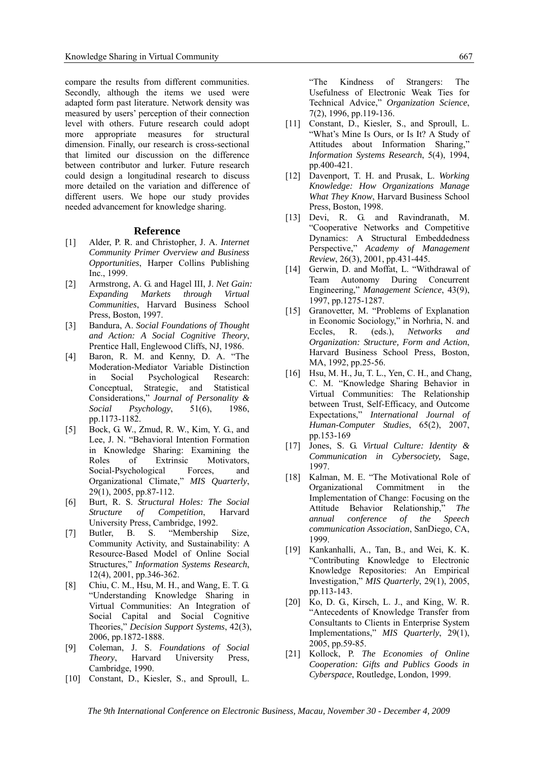compare the results from different communities. Secondly, although the items we used were adapted form past literature. Network density was measured by users' perception of their connection level with others. Future research could adopt more appropriate measures for structural dimension. Finally, our research is cross-sectional that limited our discussion on the difference between contributor and lurker. Future research could design a longitudinal research to discuss more detailed on the variation and difference of different users. We hope our study provides needed advancement for knowledge sharing.

## Reference

[1] Alder, P. R. and Christopher, J. A. *Internet Community Primer Overview and Business Opportunities*, Harper Collins Publishing Inc., 1999.

[2] Armstrong, A. G. and Hagel III, J. *Net Gain: Expanding Markets through Virtual Communities*, Harvard Business School Press, Boston, 1997.

[3] Bandura, A. *Social Foundations of Thought and Action: A Social Cognitive Theory*, Prentice Hall, Englewood Cliffs, NJ, 1986.

[4] Baron, R. M. and Kenny, D. A. "The Moderation-Mediator Variable Distinction in Social Psychological Research: Conceptual, Strategic, and Statistical Considerations," *Journal of Personality & Social Psychology*, 51(6), 1986, pp.1173-1182.

[5] Bock, G. W., Zmud, R. W., Kim, Y. G., and Lee, J. N. "Behavioral Intention Formation in Knowledge Sharing: Examining the Roles of Extrinsic Motivators, Social-Psychological Forces, and Organizational Climate," *MIS Quarterly*, 29(1), 2005, pp.87-112.

[6] Burt, R. S. *Structural Holes: The Social Structure of Competition*, Harvard University Press, Cambridge, 1992.

[7] Butler, B. S. "Membership Size, Community Activity, and Sustainability: A Resource-Based Model of Online Social Structures," *Information Systems Research*, 12(4), 2001, pp.346-362.

[8] Chiu, C. M., Hsu, M. H., and Wang, E. T. G. "Understanding Knowledge Sharing in Virtual Communities: An Integration of Social Capital and Social Cognitive Theories," *Decision Support Systems*, 42(3), 2006, pp.1872-1888.

[9] Coleman, J. S. *Foundations of Social Theory*, Harvard University Press, Cambridge, 1990.

[10] Constant, D., Kiesler, S., and Sproull, L. "The Kindness of Strangers: The Usefulness of Electronic Weak Ties for Technical Advice," *Organization Science*, 7(2), 1996, pp.119-136.

[11] Constant, D., Kiesler, S., and Sproull, L. "What's Mine Is Ours, or Is It? A Study of Attitudes about Information Sharing," *Information Systems Research*, 5(4), 1994, pp.400-421.

[12] Davenport, T. H. and Prusak, L. *Working Knowledge: How Organizations Manage What They Know*, Harvard Business School Press, Boston, 1998.

[13] Devi, R. G. and Ravindranath, M. "Cooperative Networks and Competitive Dynamics: A Structural Embeddedness Perspective," *Academy of Management Review*, 26(3), 2001, pp.431-445.

[14] Gerwin, D. and Moffat, L. "Withdrawal of Team Autonomy During Concurrent Engineering," *Management Science*, 43(9), 1997, pp.1275-1287.

[15] Granovetter, M. "Problems of Explanation in Economic Sociology," in Norhria, N. and Eccles, R. (eds.), *Networks and Organization: Structure, Form and Action*, Harvard Business School Press, Boston, MA, 1992, pp.25-56.

[16] Hsu, M. H., Ju, T. L., Yen, C. H., and Chang, C. M. "Knowledge Sharing Behavior in Virtual Communities: The Relationship between Trust, Self-Efficacy, and Outcome Expectations," *International Journal of Human-Computer Studies*, 65(2), 2007, pp.153-169

[17] Jones, S. G. *Virtual Culture: Identity & Communication in Cybersociety,* Sage, 1997.

[18] Kalman, M. E. "The Motivational Role of Organizational Commitment in the Implementation of Change: Focusing on the Attitude Behavior Relationship," *The annual conference of the Speech communication Association*, SanDiego, CA, 1999.

[19] Kankanhalli, A., Tan, B., and Wei, K. K. "Contributing Knowledge to Electronic Knowledge Repositories: An Empirical Investigation," *MIS Quarterly*, 29(1), 2005, pp.113-143.

[20] Ko, D. G., Kirsch, L. J., and King, W. R. "Antecedents of Knowledge Transfer from Consultants to Clients in Enterprise System Implementations," *MIS Quarterly*, 29(1), 2005, pp.59-85.

[21] Kollock, P. *The Economies of Online Cooperation: Gifts and Publics Goods in Cyberspace*, Routledge, London, 1999.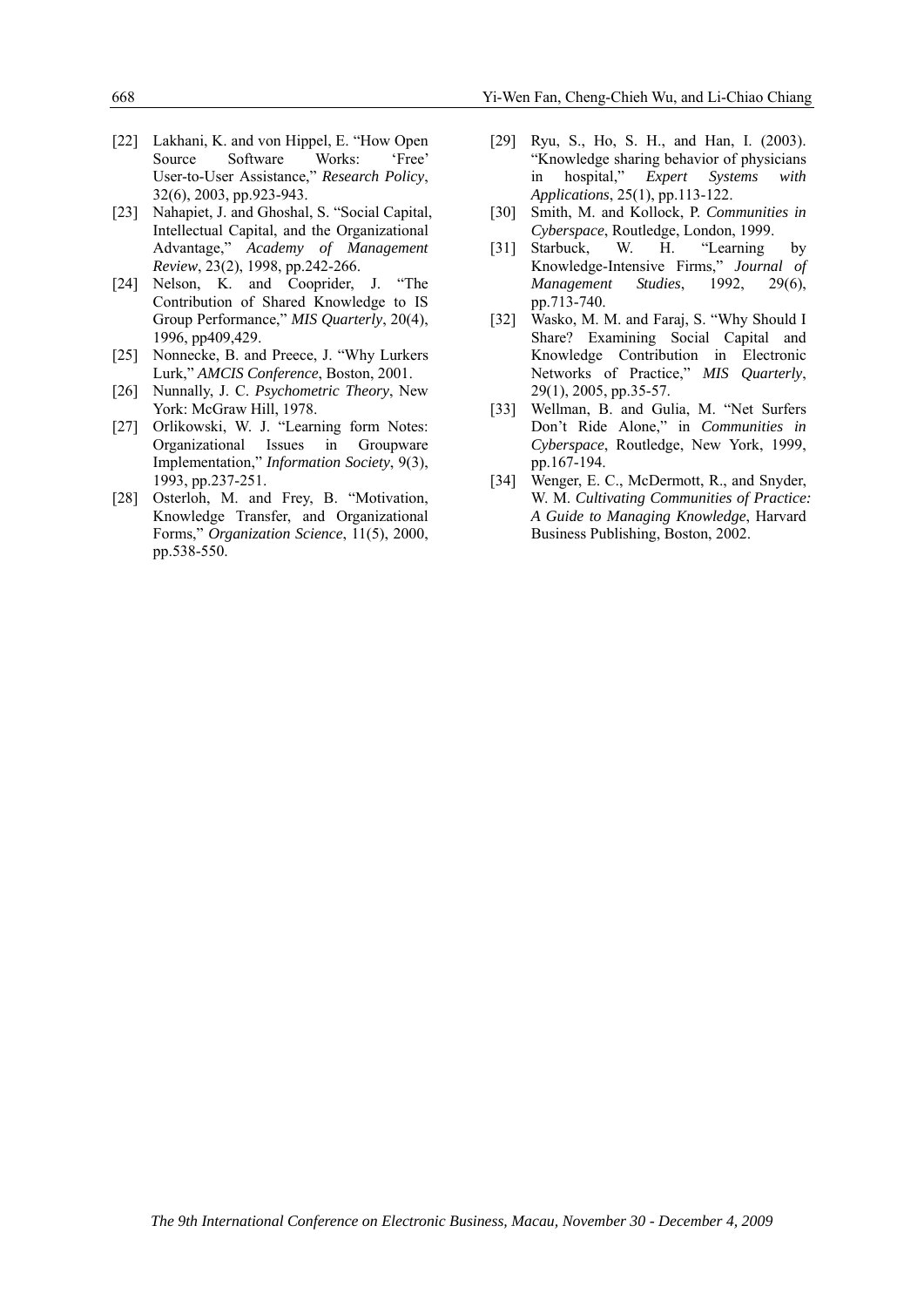[22] Lakhani, K. and von Hippel, E. "How Open Source Software Works: 'Free' User-to-User Assistance," *Research Policy*, 32(6), 2003, pp.923-943.

[23] Nahapiet, J. and Ghoshal, S. "Social Capital, Intellectual Capital, and the Organizational Advantage," *Academy of Management Review*, 23(2), 1998, pp.242-266.

[24] Nelson, K. and Cooprider, J. "The Contribution of Shared Knowledge to IS Group Performance," *MIS Quarterly*, 20(4), 1996, pp409,429.

[25] Nonnecke, B. and Preece, J. "Why Lurkers Lurk," *AMCIS Conference*, Boston, 2001.

[26] Nunnally, J. C. *Psychometric Theory*, New York: McGraw Hill, 1978.

[27] Orlikowski, W. J. "Learning form Notes: Organizational Issues in Groupware Implementation," *Information Society*, 9(3), 1993, pp.237-251.

[28] Osterloh, M. and Frey, B. "Motivation, Knowledge Transfer, and Organizational Forms," *Organization Science*, 11(5), 2000, pp.538-550.

[29] Ryu, S., Ho, S. H., and Han, I. (2003). "Knowledge sharing behavior of physicians in hospital," *Expert Systems with Applications*, 25(1), pp.113-122.

[30] Smith, M. and Kollock, P. *Communities in Cyberspace*, Routledge, London, 1999.

[31] Starbuck, W. H. "Learning by Knowledge-Intensive Firms," *Journal of Management Studies*, 1992, 29(6), pp.713-740.

[32] Wasko, M. M. and Faraj, S. "Why Should I Share? Examining Social Capital and Knowledge Contribution in Electronic Networks of Practice," *MIS Quarterly*, 29(1), 2005, pp.35-57.

[33] Wellman, B. and Gulia, M. "Net Surfers Don't Ride Alone," in *Communities in Cyberspace*, Routledge, New York, 1999, pp.167-194.

[34] Wenger, E. C., McDermott, R., and Snyder, W. M. *Cultivating Communities of Practice: A Guide to Managing Knowledge*, Harvard Business Publishing, Boston, 2002.